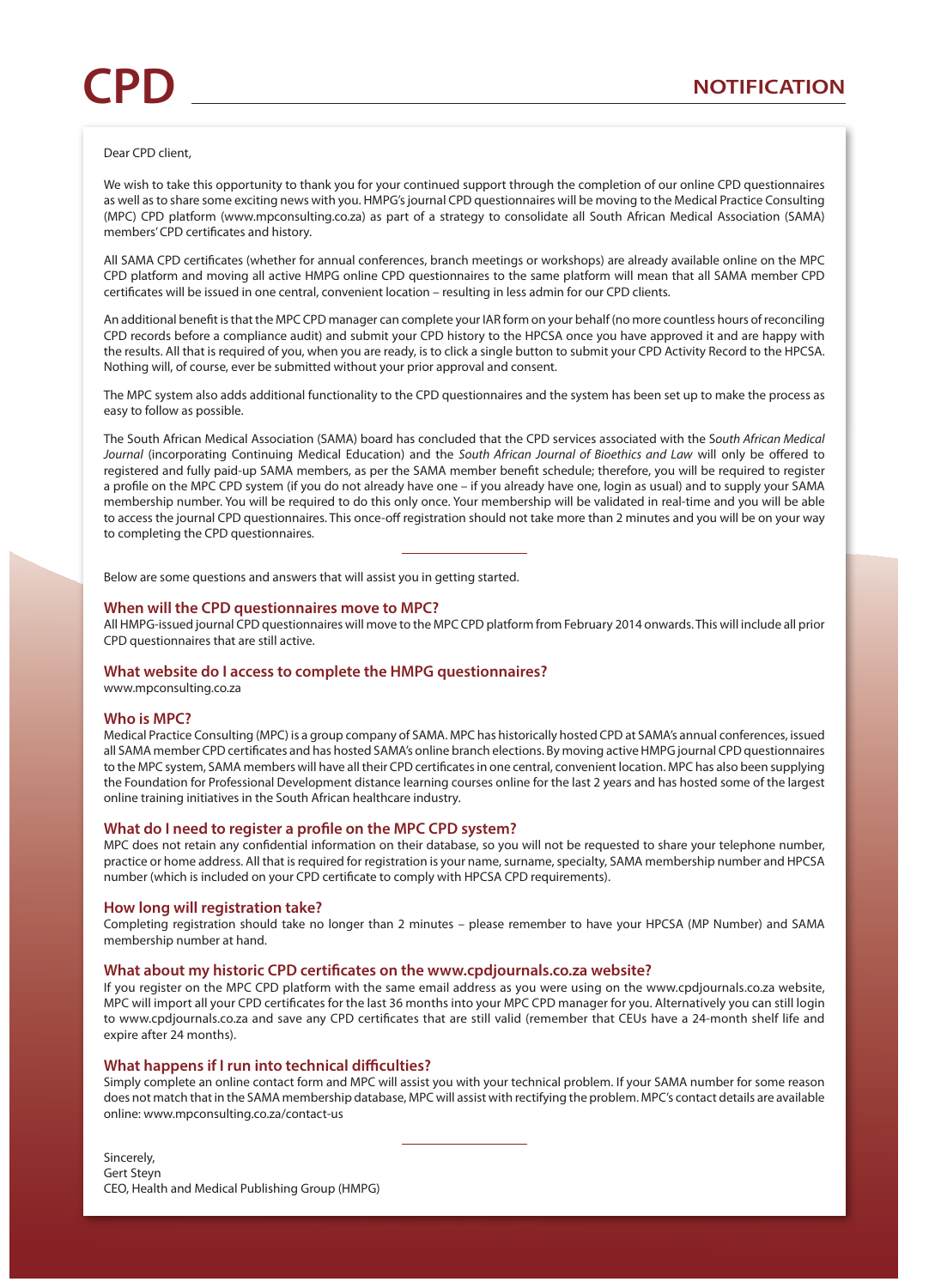# CPD

## NOTIFICATION

Dear CPD client,

We wish to take this opportunity to thank you for your continued support through the completion of our online CPD questionnaires as well as to share some exciting news with you. HMPG's journal CPD questionnaires will be moving to the Medical Practice Consulting (MPC) CPD platform (www.mpconsulting.co.za) as part of a strategy to consolidate all South African Medical Association (SAMA) members' CPD certificates and history.

All SAMA CPD certificates (whether for annual conferences, branch meetings or workshops) are already available online on the MPC CPD platform and moving all active HMPG online CPD questionnaires to the same platform will mean that all SAMA member CPD certificates will be issued in one central, convenient location – resulting in less admin for our CPD clients.

An additional benefit is that the MPC CPD manager can complete your IAR form on your behalf (no more countless hours of reconciling CPD records before a compliance audit) and submit your CPD history to the HPCSA once you have approved it and are happy with the results. All that is required of you, when you are ready, is to click a single button to submit your CPD Activity Record to the HPCSA. Nothing will, of course, ever be submitted without your prior approval and consent.

The MPC system also adds additional functionality to the CPD questionnaires and the system has been set up to make the process as easy to follow as possible.

The South African Medical Association (SAMA) board has concluded that the CPD services associated with the S*outh African Medical Journal* (incorporating Continuing Medical Education) and the *South African Journal of Bioethics and Law* will only be offered to registered and fully paid-up SAMA members, as per the SAMA member benefit schedule; therefore, you will be required to register a profile on the MPC CPD system (if you do not already have one – if you already have one, login as usual) and to supply your SAMA membership number. You will be required to do this only once. Your membership will be validated in real-time and you will be able to access the journal CPD questionnaires. This once-off registration should not take more than 2 minutes and you will be on your way to completing the CPD questionnaires.

---

Below are some questions and answers that will assist you in getting started.

### When will the CPD questionnaires move to MPC?

All HMPG-issued journal CPD questionnaires will move to the MPC CPD platform from February 2014 onwards. This will include all prior CPD questionnaires that are still active.

### What website do I access to complete the HMPG questionnaires?

www.mpconsulting.co.za

### Who is MPC?

Medical Practice Consulting (MPC) is a group company of SAMA. MPC has historically hosted CPD at SAMA's annual conferences, issued all SAMA member CPD certificates and has hosted SAMA's online branch elections. By moving active HMPG journal CPD questionnaires to the MPC system, SAMA members will have all their CPD certificates in one central, convenient location. MPC has also been supplying the Foundation for Professional Development distance learning courses online for the last 2 years and has hosted some of the largest online training initiatives in the South African healthcare industry.

### What do I need to register a profile on the MPC CPD system?

MPC does not retain any confidential information on their database, so you will not be requested to share your telephone number, practice or home address. All that is required for registration is your name, surname, specialty, SAMA membership number and HPCSA number (which is included on your CPD certificate to comply with HPCSA CPD requirements).

### How long will registration take?

Completing registration should take no longer than 2 minutes – please remember to have your HPCSA (MP Number) and SAMA membership number at hand.

### What about my historic CPD certificates on the www.cpdjournals.co.za website?

If you register on the MPC CPD platform with the same email address as you were using on the www.cpdjournals.co.za website, MPC will import all your CPD certificates for the last 36 months into your MPC CPD manager for you. Alternatively you can still login to www.cpdjournals.co.za and save any CPD certificates that are still valid (remember that CEUs have a 24-month shelf life and expire after 24 months).

### What happens if I run into technical difficulties?

Simply complete an online contact form and MPC will assist you with your technical problem. If your SAMA number for some reason does not match that in the SAMA membership database, MPC will assist with rectifying the problem. MPC's contact details are available online: www.mpconsulting.co.za/contact-us

---

Sincerely,
Gert Steyn
CEO, Health and Medical Publishing Group (HMPG)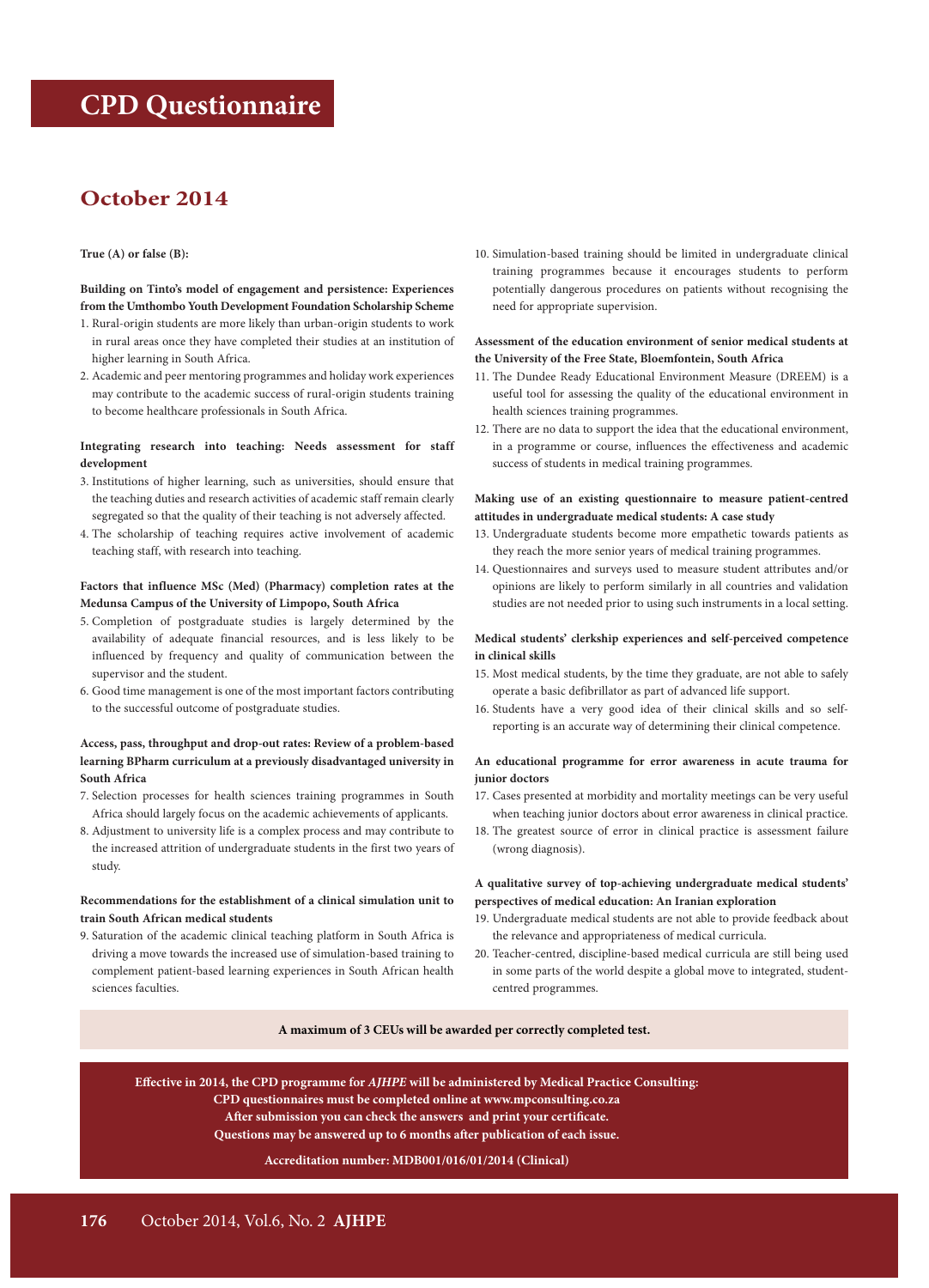# CPD Questionnaire

## October 2014

**True (A) or false (B):**

**Building on Tinto's model of engagement and persistence: Experiences from the Umthombo Youth Development Foundation Scholarship Scheme**

1. Rural-origin students are more likely than urban-origin students to work in rural areas once they have completed their studies at an institution of higher learning in South Africa.
2. Academic and peer mentoring programmes and holiday work experiences may contribute to the academic success of rural-origin students training to become healthcare professionals in South Africa.

**Integrating research into teaching: Needs assessment for staff development**

3. Institutions of higher learning, such as universities, should ensure that the teaching duties and research activities of academic staff remain clearly segregated so that the quality of their teaching is not adversely affected.
4. The scholarship of teaching requires active involvement of academic teaching staff, with research into teaching.

**Factors that influence MSc (Med) (Pharmacy) completion rates at the Medunsa Campus of the University of Limpopo, South Africa**

5. Completion of postgraduate studies is largely determined by the availability of adequate financial resources, and is less likely to be influenced by frequency and quality of communication between the supervisor and the student.
6. Good time management is one of the most important factors contributing to the successful outcome of postgraduate studies.

**Access, pass, throughput and drop-out rates: Review of a problem-based learning BPharm curriculum at a previously disadvantaged university in South Africa**

7. Selection processes for health sciences training programmes in South Africa should largely focus on the academic achievements of applicants.
8. Adjustment to university life is a complex process and may contribute to the increased attrition of undergraduate students in the first two years of study.

**Recommendations for the establishment of a clinical simulation unit to train South African medical students**

9. Saturation of the academic clinical teaching platform in South Africa is driving a move towards the increased use of simulation-based training to complement patient-based learning experiences in South African health sciences faculties.
10. Simulation-based training should be limited in undergraduate clinical training programmes because it encourages students to perform potentially dangerous procedures on patients without recognising the need for appropriate supervision.

**Assessment of the education environment of senior medical students at the University of the Free State, Bloemfontein, South Africa**

11. The Dundee Ready Educational Environment Measure (DREEM) is a useful tool for assessing the quality of the educational environment in health sciences training programmes.
12. There are no data to support the idea that the educational environment, in a programme or course, influences the effectiveness and academic success of students in medical training programmes.

**Making use of an existing questionnaire to measure patient-centred attitudes in undergraduate medical students: A case study**

13. Undergraduate students become more empathetic towards patients as they reach the more senior years of medical training programmes.
14. Questionnaires and surveys used to measure student attributes and/or opinions are likely to perform similarly in all countries and validation studies are not needed prior to using such instruments in a local setting.

**Medical students' clerkship experiences and self-perceived competence in clinical skills**

15. Most medical students, by the time they graduate, are not able to safely operate a basic defibrillator as part of advanced life support.
16. Students have a very good idea of their clinical skills and so self-reporting is an accurate way of determining their clinical competence.

**An educational programme for error awareness in acute trauma for junior doctors**

17. Cases presented at morbidity and mortality meetings can be very useful when teaching junior doctors about error awareness in clinical practice.
18. The greatest source of error in clinical practice is assessment failure (wrong diagnosis).

**A qualitative survey of top-achieving undergraduate medical students' perspectives of medical education: An Iranian exploration**

19. Undergraduate medical students are not able to provide feedback about the relevance and appropriateness of medical curricula.
20. Teacher-centred, discipline-based medical curricula are still being used in some parts of the world despite a global move to integrated, student-centred programmes.

**A maximum of 3 CEUs will be awarded per correctly completed test.**

**Effective in 2014, the CPD programme for *AJHPE* will be administered by Medical Practice Consulting:**
**CPD questionnaires must be completed online at www.mpconsulting.co.za**
**After submission you can check the answers and print your certificate.**
**Questions may be answered up to 6 months after publication of each issue.**

**Accreditation number: MDB001/016/01/2014 (Clinical)**